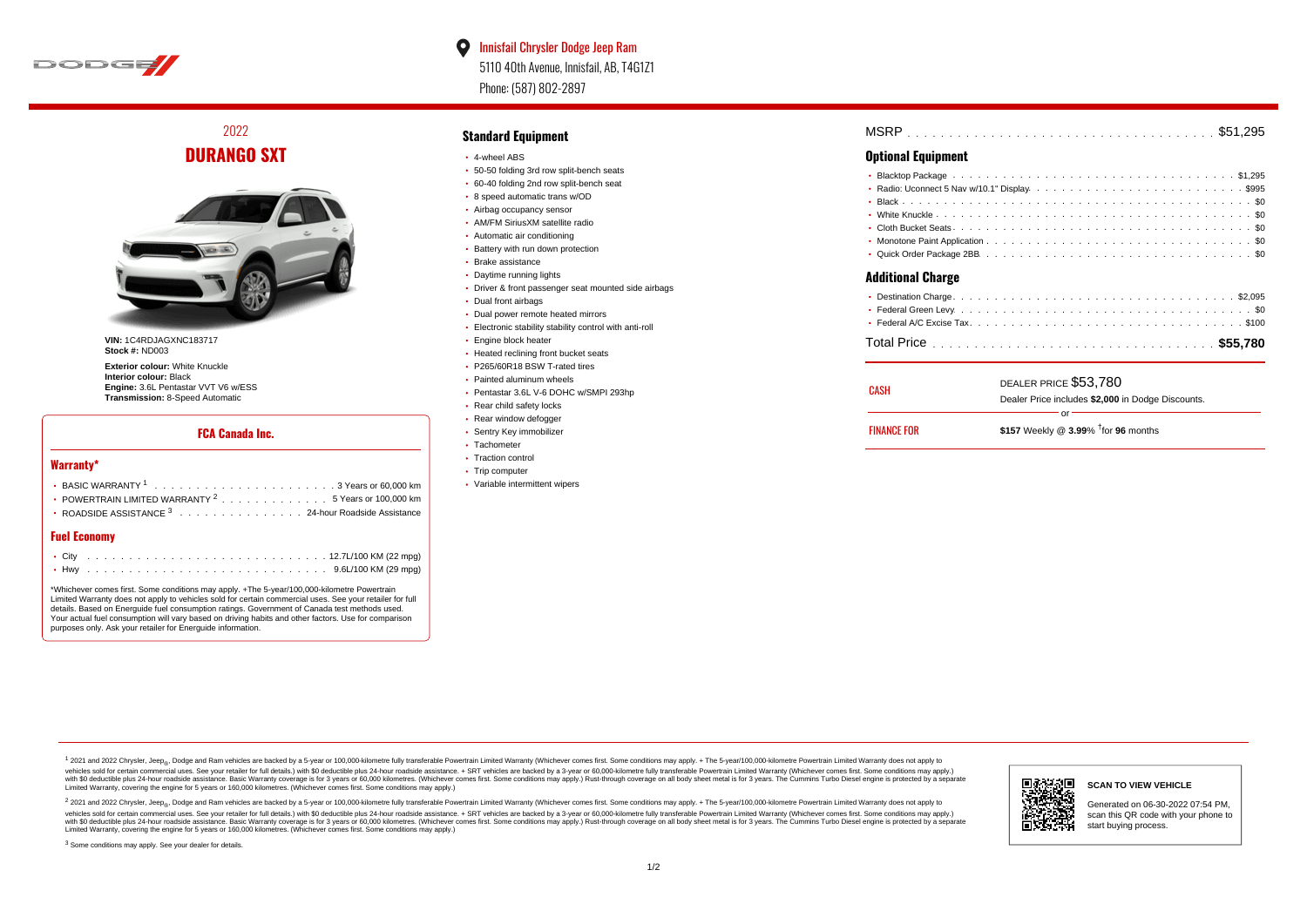**Innisfail Chrysler Dodge Jeep Ram**
5110 40th Avenue, Innisfail, AB, T4G1Z1
Phone: (587) 802-2897

# 2022
# DURANGO SXT

**VIN:** 1C4RDJAGXNC183717
**Stock #:** ND003

**Exterior colour:** White Knuckle
**Interior colour:** Black
**Engine:** 3.6L Pentastar VVT V6 w/ESS
**Transmission:** 8-Speed Automatic

## FCA Canada Inc.

### Warranty*

- BASIC WARRANTY [1] . . . 3 Years or 60,000 km
- POWERTRAIN LIMITED WARRANTY [2] . . . 5 Years or 100,000 km
- ROADSIDE ASSISTANCE [3] . . . 24-hour Roadside Assistance

### Fuel Economy

- City . . . 12.7L/100 KM (22 mpg)
- Hwy . . . 9.6L/100 KM (29 mpg)

*Whichever comes first. Some conditions may apply. +The 5-year/100,000-kilometre Powertrain Limited Warranty does not apply to vehicles sold for certain commercial uses. See your retailer for full details. Based on Energuide fuel consumption ratings. Government of Canada test methods used. Your actual fuel consumption will vary based on driving habits and other factors. Use for comparison purposes only. Ask your retailer for Energuide information.

## Standard Equipment

- 4-wheel ABS
- 50-50 folding 3rd row split-bench seats
- 60-40 folding 2nd row split-bench seat
- 8 speed automatic trans w/OD
- Airbag occupancy sensor
- AM/FM SiriusXM satellite radio
- Automatic air conditioning
- Battery with run down protection
- Brake assistance
- Daytime running lights
- Driver & front passenger seat mounted side airbags
- Dual front airbags
- Dual power remote heated mirrors
- Electronic stability stability control with anti-roll
- Engine block heater
- Heated reclining front bucket seats
- P265/60R18 BSW T-rated tires
- Painted aluminum wheels
- Pentastar 3.6L V-6 DOHC w/SMPI 293hp
- Rear child safety locks
- Rear window defogger
- Sentry Key immobilizer
- Tachometer
- Traction control
- Trip computer
- Variable intermittent wipers

MSRP . . . $51,295

## Optional Equipment

- Blacktop Package . . . $1,295
- Radio: Uconnect 5 Nav w/10.1" Display . . . $995
- Black . . . $0
- White Knuckle . . . $0
- Cloth Bucket Seats . . . $0
- Monotone Paint Application . . . $0
- Quick Order Package 2BB . . . $0

## Additional Charge

- Destination Charge . . . $2,095
- Federal Green Levy . . . $0
- Federal A/C Excise Tax . . . $100

Total Price . . . **$55,780**

| | |
|---|---|
| CASH | DEALER PRICE $53,780<br>Dealer Price includes **$2,000** in Dodge Discounts. |
| | or |
| FINANCE FOR | **$157** Weekly @ **3.99**% †for **96** months |

[1] 2021 and 2022 Chrysler, Jeep®, Dodge and Ram vehicles are backed by a 5-year or 100,000-kilometre fully transferable Powertrain Limited Warranty (Whichever comes first. Some conditions may apply. + The 5-year/100,000-kilometre Powertrain Limited Warranty does not apply to vehicles sold for certain commercial uses. See your retailer for full details.) with $0 deductible plus 24-hour roadside assistance. + SRT vehicles are backed by a 3-year or 60,000-kilometre fully transferable Powertrain Limited Warranty (Whichever comes first. Some conditions may apply.) with $0 deductible plus 24-hour roadside assistance. Basic Warranty coverage is for 3 years or 60,000 kilometres. (Whichever comes first. Some conditions may apply.) Rust-through coverage on all body sheet metal is for 3 years. The Cummins Turbo Diesel engine is protected by a separate Limited Warranty, covering the engine for 5 years or 160,000 kilometres. (Whichever comes first. Some conditions may apply.)

[2] 2021 and 2022 Chrysler, Jeep®, Dodge and Ram vehicles are backed by a 5-year or 100,000-kilometre fully transferable Powertrain Limited Warranty (Whichever comes first. Some conditions may apply. + The 5-year/100,000-kilometre Powertrain Limited Warranty does not apply to vehicles sold for certain commercial uses. See your retailer for full details.) with $0 deductible plus 24-hour roadside assistance. + SRT vehicles are backed by a 3-year or 60,000-kilometre fully transferable Powertrain Limited Warranty (Whichever comes first. Some conditions may apply.) with $0 deductible plus 24-hour roadside assistance. Basic Warranty coverage is for 3 years or 60,000 kilometres. (Whichever comes first. Some conditions may apply.) Rust-through coverage on all body sheet metal is for 3 years. The Cummins Turbo Diesel engine is protected by a separate Limited Warranty, covering the engine for 5 years or 160,000 kilometres. (Whichever comes first. Some conditions may apply.)

[3] Some conditions may apply. See your dealer for details.

**SCAN TO VIEW VEHICLE**

Generated on 06-30-2022 07:54 PM, scan this QR code with your phone to start buying process.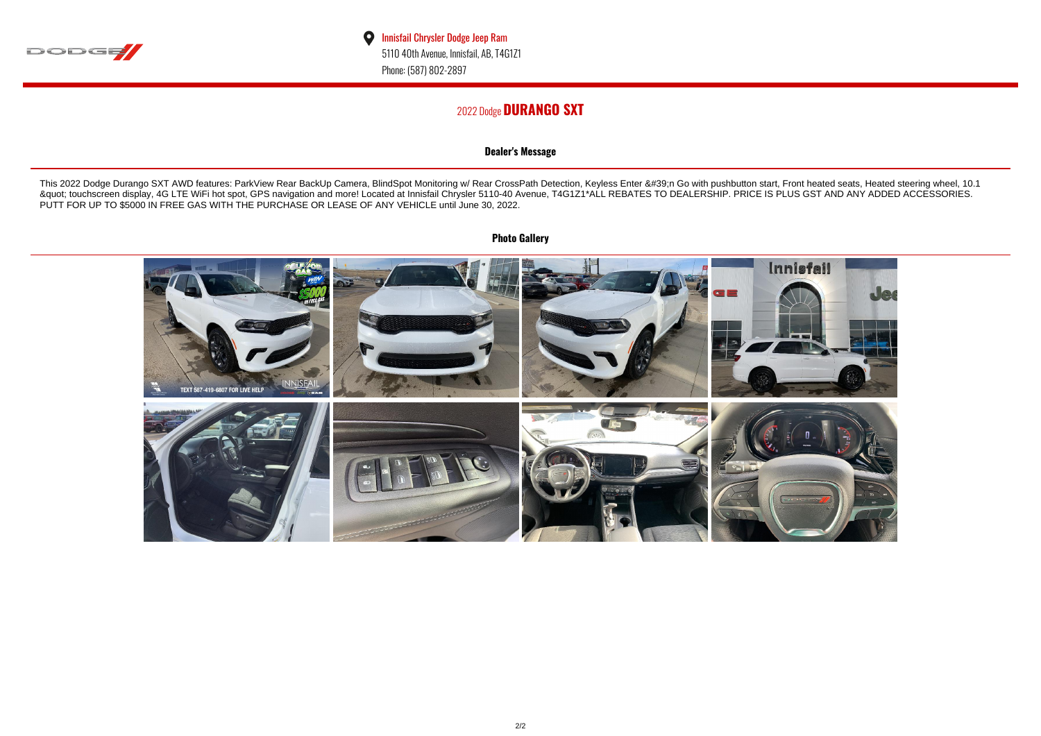Innisfail Chrysler Dodge Jeep Ram
5110 40th Avenue, Innisfail, AB, T4G1Z1
Phone: (587) 802-2897

# 2022 Dodge **DURANGO SXT**

## Dealer's Message

This 2022 Dodge Durango SXT AWD features: ParkView Rear BackUp Camera, BlindSpot Monitoring w/ Rear CrossPath Detection, Keyless Enter &#39;n Go with pushbutton start, Front heated seats, Heated steering wheel, 10.1 &quot; touchscreen display, 4G LTE WiFi hot spot, GPS navigation and more! Located at Innisfail Chrysler 5110-40 Avenue, T4G1Z1*ALL REBATES TO DEALERSHIP. PRICE IS PLUS GST AND ANY ADDED ACCESSORIES. PUTT FOR UP TO $5000 IN FREE GAS WITH THE PURCHASE OR LEASE OF ANY VEHICLE until June 30, 2022.

## Photo Gallery